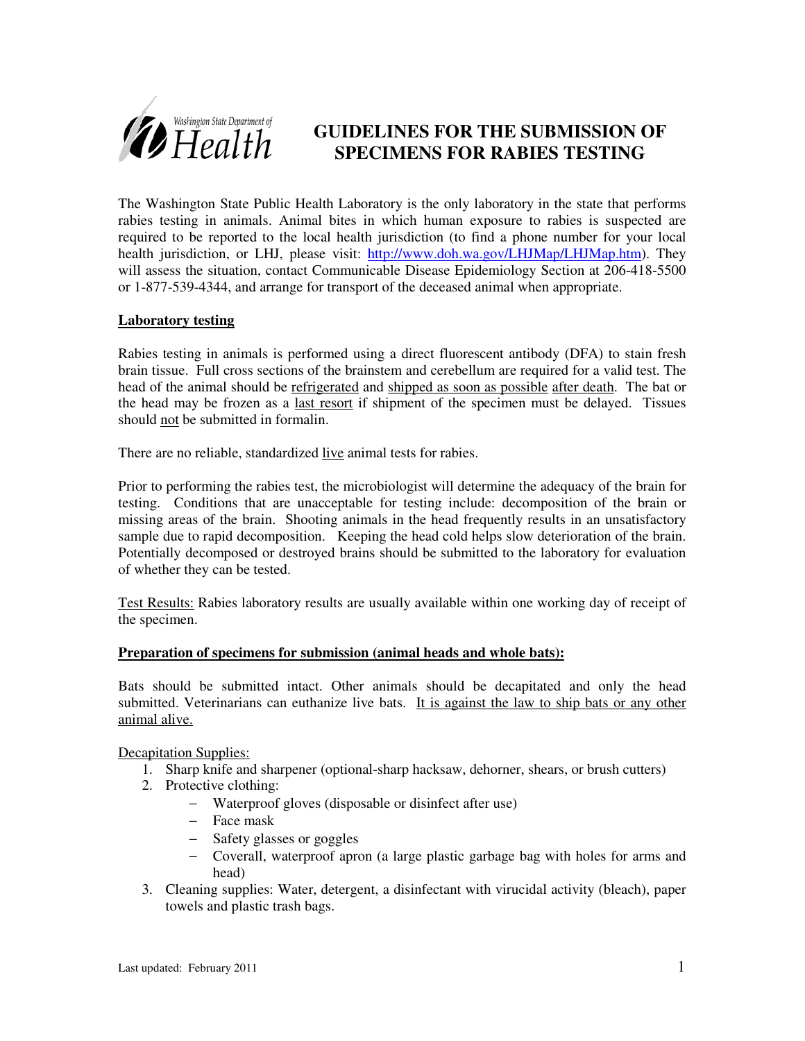Washington State Department of Health

# GUIDELINES FOR THE SUBMISSION OF SPECIMENS FOR RABIES TESTING

The Washington State Public Health Laboratory is the only laboratory in the state that performs rabies testing in animals. Animal bites in which human exposure to rabies is suspected are required to be reported to the local health jurisdiction (to find a phone number for your local health jurisdiction, or LHJ, please visit: http://www.doh.wa.gov/LHJMap/LHJMap.htm). They will assess the situation, contact Communicable Disease Epidemiology Section at 206-418-5500 or 1-877-539-4344, and arrange for transport of the deceased animal when appropriate.

## Laboratory testing

Rabies testing in animals is performed using a direct fluorescent antibody (DFA) to stain fresh brain tissue. Full cross sections of the brainstem and cerebellum are required for a valid test. The head of the animal should be refrigerated and shipped as soon as possible after death. The bat or the head may be frozen as a last resort if shipment of the specimen must be delayed. Tissues should not be submitted in formalin.

There are no reliable, standardized live animal tests for rabies.

Prior to performing the rabies test, the microbiologist will determine the adequacy of the brain for testing. Conditions that are unacceptable for testing include: decomposition of the brain or missing areas of the brain. Shooting animals in the head frequently results in an unsatisfactory sample due to rapid decomposition. Keeping the head cold helps slow deterioration of the brain. Potentially decomposed or destroyed brains should be submitted to the laboratory for evaluation of whether they can be tested.

Test Results: Rabies laboratory results are usually available within one working day of receipt of the specimen.

## Preparation of specimens for submission (animal heads and whole bats):

Bats should be submitted intact. Other animals should be decapitated and only the head submitted. Veterinarians can euthanize live bats. It is against the law to ship bats or any other animal alive.

Decapitation Supplies:

1. Sharp knife and sharpener (optional-sharp hacksaw, dehorner, shears, or brush cutters)
2. Protective clothing:
   - Waterproof gloves (disposable or disinfect after use)
   - Face mask
   - Safety glasses or goggles
   - Coverall, waterproof apron (a large plastic garbage bag with holes for arms and head)
3. Cleaning supplies: Water, detergent, a disinfectant with virucidal activity (bleach), paper towels and plastic trash bags.

Last updated: February 2011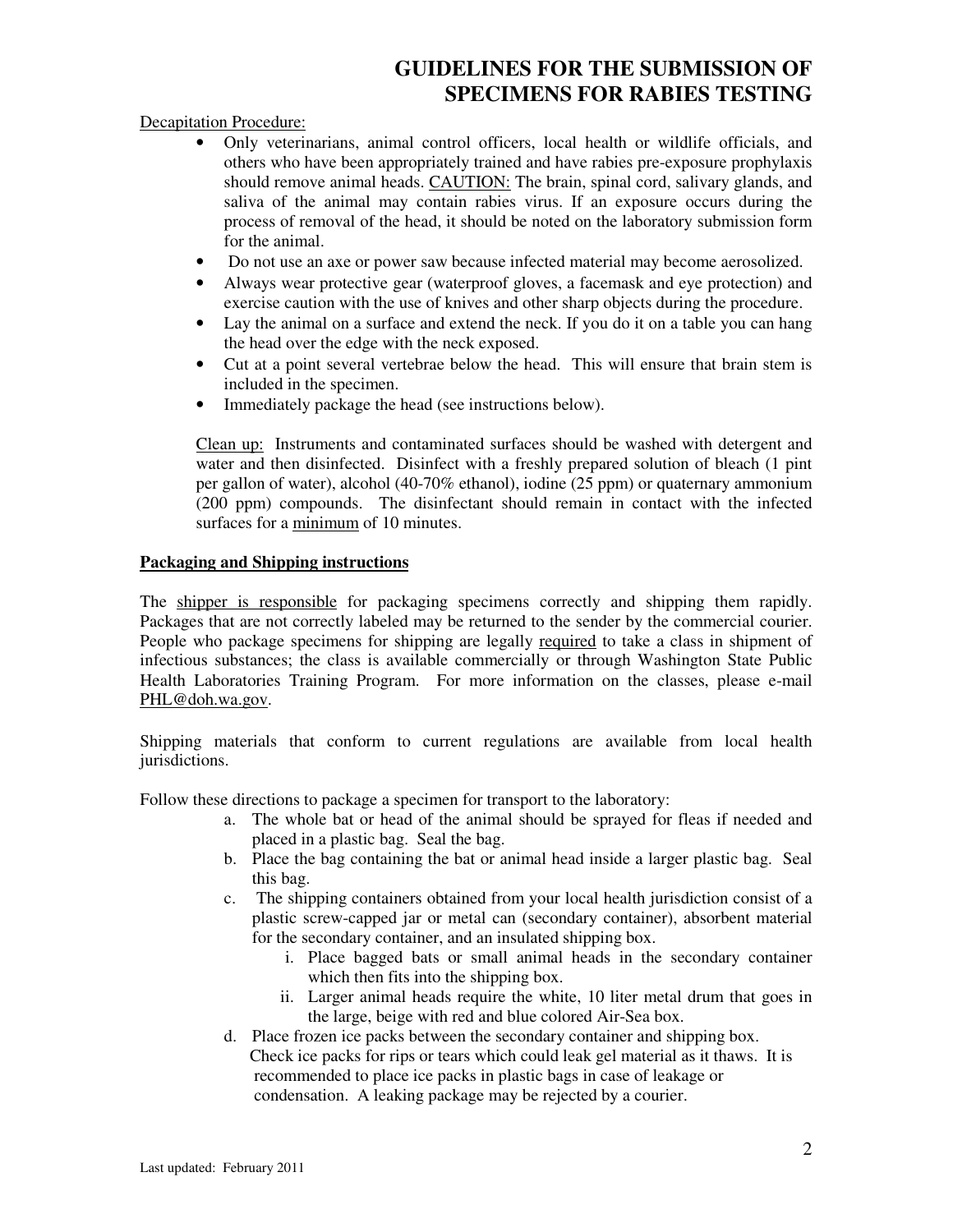# GUIDELINES FOR THE SUBMISSION OF SPECIMENS FOR RABIES TESTING

<u>Decapitation Procedure:</u>

- Only veterinarians, animal control officers, local health or wildlife officials, and others who have been appropriately trained and have rabies pre-exposure prophylaxis should remove animal heads. <u>CAUTION:</u> The brain, spinal cord, salivary glands, and saliva of the animal may contain rabies virus. If an exposure occurs during the process of removal of the head, it should be noted on the laboratory submission form for the animal.
- Do not use an axe or power saw because infected material may become aerosolized.
- Always wear protective gear (waterproof gloves, a facemask and eye protection) and exercise caution with the use of knives and other sharp objects during the procedure.
- Lay the animal on a surface and extend the neck. If you do it on a table you can hang the head over the edge with the neck exposed.
- Cut at a point several vertebrae below the head. This will ensure that brain stem is included in the specimen.
- Immediately package the head (see instructions below).

<u>Clean up:</u> Instruments and contaminated surfaces should be washed with detergent and water and then disinfected. Disinfect with a freshly prepared solution of bleach (1 pint per gallon of water), alcohol (40-70% ethanol), iodine (25 ppm) or quaternary ammonium (200 ppm) compounds. The disinfectant should remain in contact with the infected surfaces for a <u>minimum</u> of 10 minutes.

## <u>Packaging and Shipping instructions</u>

The <u>shipper is responsible</u> for packaging specimens correctly and shipping them rapidly. Packages that are not correctly labeled may be returned to the sender by the commercial courier. People who package specimens for shipping are legally <u>required</u> to take a class in shipment of infectious substances; the class is available commercially or through Washington State Public Health Laboratories Training Program. For more information on the classes, please e-mail PHL@doh.wa.gov.

Shipping materials that conform to current regulations are available from local health jurisdictions.

Follow these directions to package a specimen for transport to the laboratory:

a. The whole bat or head of the animal should be sprayed for fleas if needed and placed in a plastic bag. Seal the bag.
b. Place the bag containing the bat or animal head inside a larger plastic bag. Seal this bag.
c. The shipping containers obtained from your local health jurisdiction consist of a plastic screw-capped jar or metal can (secondary container), absorbent material for the secondary container, and an insulated shipping box.
    i. Place bagged bats or small animal heads in the secondary container which then fits into the shipping box.
    ii. Larger animal heads require the white, 10 liter metal drum that goes in the large, beige with red and blue colored Air-Sea box.
d. Place frozen ice packs between the secondary container and shipping box. Check ice packs for rips or tears which could leak gel material as it thaws. It is recommended to place ice packs in plastic bags in case of leakage or condensation. A leaking package may be rejected by a courier.

Last updated: February 2011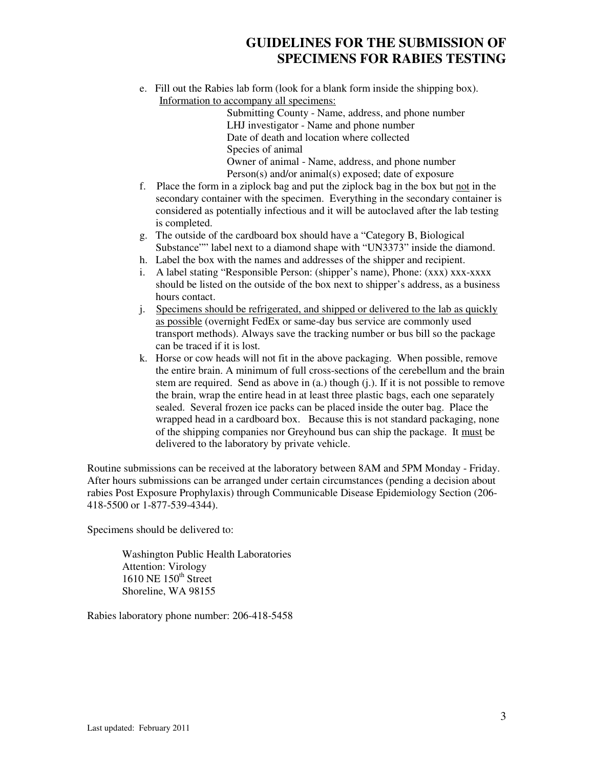# GUIDELINES FOR THE SUBMISSION OF SPECIMENS FOR RABIES TESTING

e. Fill out the Rabies lab form (look for a blank form inside the shipping box).

<u>Information to accompany all specimens:</u>

   - Submitting County - Name, address, and phone number
   - LHJ investigator - Name and phone number
   - Date of death and location where collected
   - Species of animal
   - Owner of animal - Name, address, and phone number
   - Person(s) and/or animal(s) exposed; date of exposure

f. Place the form in a ziplock bag and put the ziplock bag in the box but <u>not</u> in the secondary container with the specimen. Everything in the secondary container is considered as potentially infectious and it will be autoclaved after the lab testing is completed.

g. The outside of the cardboard box should have a "Category B, Biological Substance"" label next to a diamond shape with "UN3373" inside the diamond.

h. Label the box with the names and addresses of the shipper and recipient.

i. A label stating "Responsible Person: (shipper's name), Phone: (xxx) xxx-xxxx should be listed on the outside of the box next to shipper's address, as a business hours contact.

j. <u>Specimens should be refrigerated, and shipped or delivered to the lab as quickly as possible</u> (overnight FedEx or same-day bus service are commonly used transport methods). Always save the tracking number or bus bill so the package can be traced if it is lost.

k. Horse or cow heads will not fit in the above packaging. When possible, remove the entire brain. A minimum of full cross-sections of the cerebellum and the brain stem are required. Send as above in (a.) though (j.). If it is not possible to remove the brain, wrap the entire head in at least three plastic bags, each one separately sealed. Several frozen ice packs can be placed inside the outer bag. Place the wrapped head in a cardboard box. Because this is not standard packaging, none of the shipping companies nor Greyhound bus can ship the package. It <u>must</u> be delivered to the laboratory by private vehicle.

Routine submissions can be received at the laboratory between 8AM and 5PM Monday - Friday. After hours submissions can be arranged under certain circumstances (pending a decision about rabies Post Exposure Prophylaxis) through Communicable Disease Epidemiology Section (206-418-5500 or 1-877-539-4344).

Specimens should be delivered to:

Washington Public Health Laboratories
Attention: Virology
1610 NE 150th Street
Shoreline, WA 98155

Rabies laboratory phone number: 206-418-5458

Last updated: February 2011